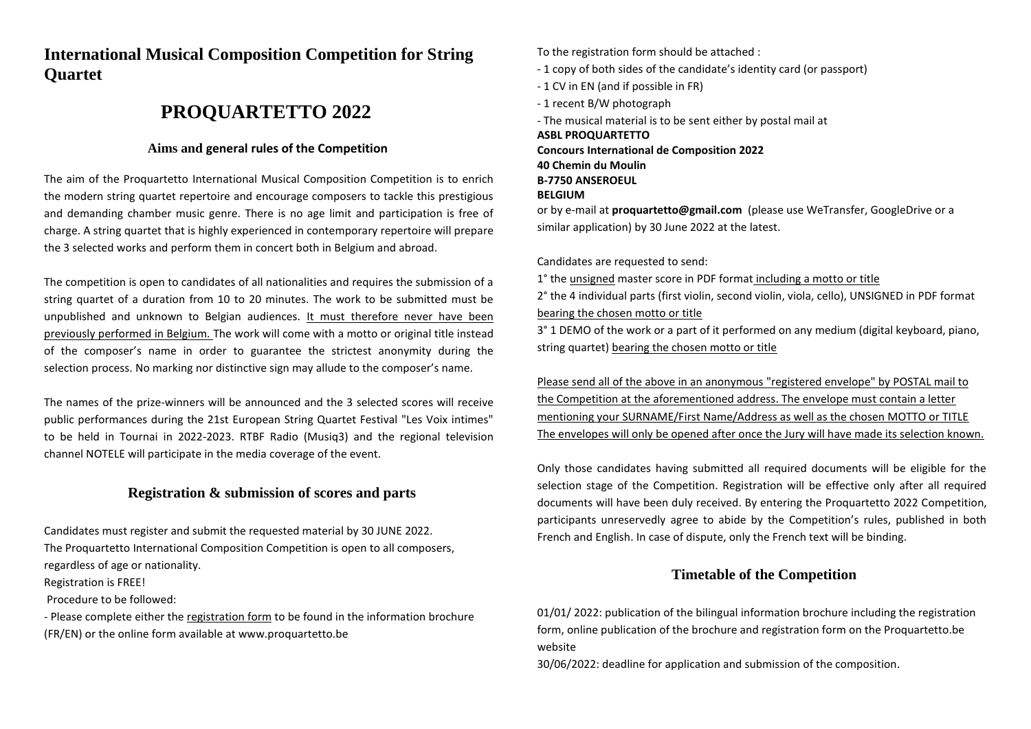# International Musical Composition Competition for String Quartet

# PROQUARTETTO 2022

### Aims and general rules of the Competition

The aim of the Proquartetto International Musical Composition Competition is to enrich the modern string quartet repertoire and encourage composers to tackle this prestigious and demanding chamber music genre. There is no age limit and participation is free of charge. A string quartet that is highly experienced in contemporary repertoire will prepare the 3 selected works and perform them in concert both in Belgium and abroad.

The competition is open to candidates of all nationalities and requires the submission of a string quartet of a duration from 10 to 20 minutes. The work to be submitted must be unpublished and unknown to Belgian audiences. It must therefore never have been previously performed in Belgium. The work will come with a motto or original title instead of the composer's name in order to guarantee the strictest anonymity during the selection process. No marking nor distinctive sign may allude to the composer's name.

The names of the prize-winners will be announced and the 3 selected scores will receive public performances during the 21st European String Quartet Festival "Les Voix intimes" to be held in Tournai in 2022-2023. RTBF Radio (Musiq3) and the regional television channel NOTELE will participate in the media coverage of the event.

## Registration & submission of scores and parts

Candidates must register and submit the requested material by 30 JUNE 2022.
The Proquartetto International Composition Competition is open to all composers, regardless of age or nationality.
Registration is FREE!
Procedure to be followed:
- Please complete either the registration form to be found in the information brochure (FR/EN) or the online form available at www.proquartetto.be

To the registration form should be attached :
- 1 copy of both sides of the candidate's identity card (or passport)
- 1 CV in EN (and if possible in FR)
- 1 recent B/W photograph
- The musical material is to be sent either by postal mail at

**ASBL PROQUARTETTO**
**Concours International de Composition 2022**
**40 Chemin du Moulin**
**B-7750 ANSEROEUL**
**BELGIUM**

or by e-mail at **proquartetto@gmail.com** (please use WeTransfer, GoogleDrive or a similar application) by 30 June 2022 at the latest.

Candidates are requested to send:
1° the unsigned master score in PDF format including a motto or title
2° the 4 individual parts (first violin, second violin, viola, cello), UNSIGNED in PDF format bearing the chosen motto or title
3° 1 DEMO of the work or a part of it performed on any medium (digital keyboard, piano, string quartet) bearing the chosen motto or title

Please send all of the above in an anonymous "registered envelope" by POSTAL mail to the Competition at the aforementioned address. The envelope must contain a letter mentioning your SURNAME/First Name/Address as well as the chosen MOTTO or TITLE The envelopes will only be opened after once the Jury will have made its selection known.

Only those candidates having submitted all required documents will be eligible for the selection stage of the Competition. Registration will be effective only after all required documents will have been duly received. By entering the Proquartetto 2022 Competition, participants unreservedly agree to abide by the Competition's rules, published in both French and English. In case of dispute, only the French text will be binding.

## Timetable of the Competition

01/01/ 2022: publication of the bilingual information brochure including the registration form, online publication of the brochure and registration form on the Proquartetto.be website
30/06/2022: deadline for application and submission of the composition.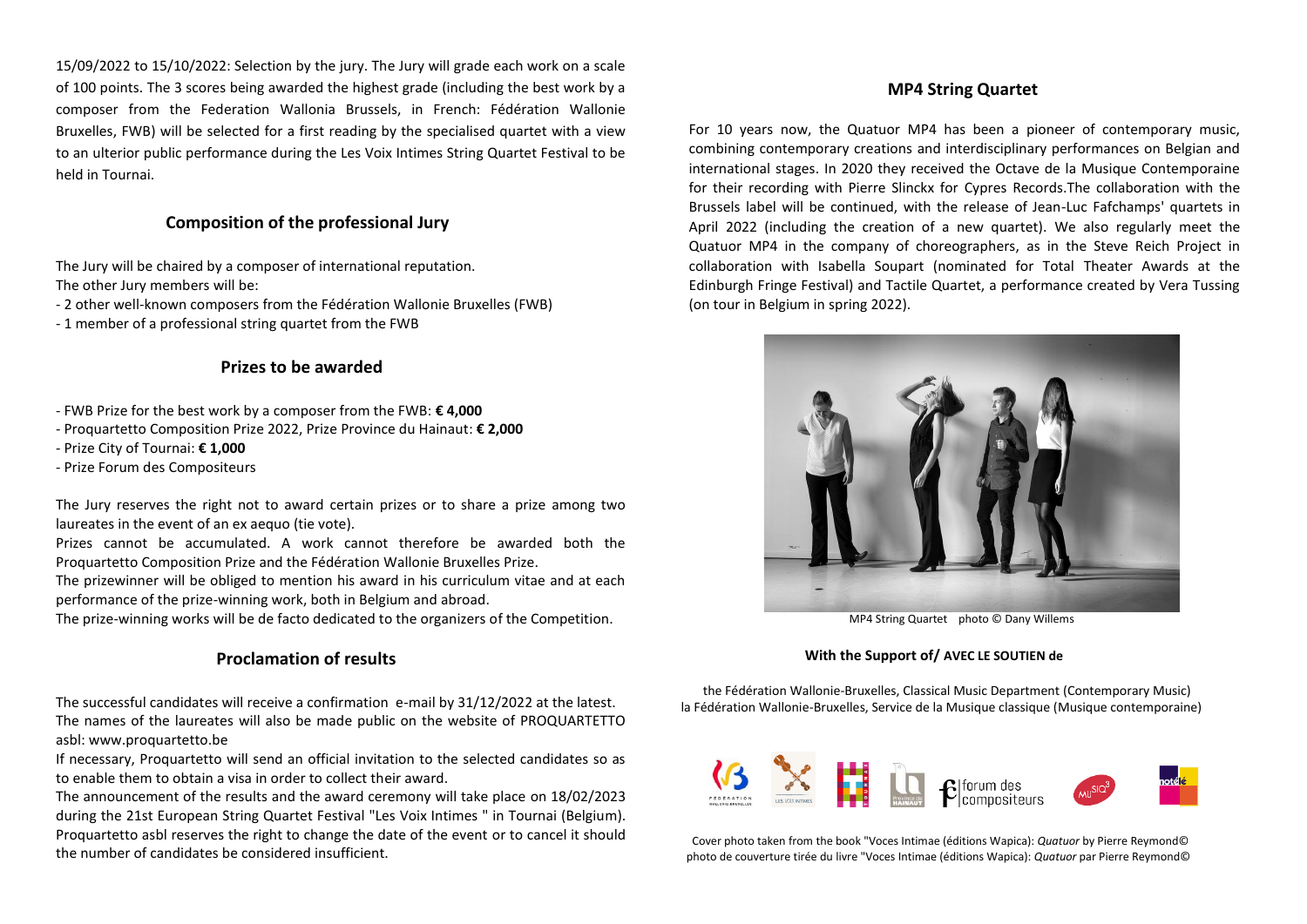15/09/2022 to 15/10/2022: Selection by the jury. The Jury will grade each work on a scale of 100 points. The 3 scores being awarded the highest grade (including the best work by a composer from the Federation Wallonia Brussels, in French: Fédération Wallonie Bruxelles, FWB) will be selected for a first reading by the specialised quartet with a view to an ulterior public performance during the Les Voix Intimes String Quartet Festival to be held in Tournai.

## Composition of the professional Jury

The Jury will be chaired by a composer of international reputation.
The other Jury members will be:

- 2 other well-known composers from the Fédération Wallonie Bruxelles (FWB)
- 1 member of a professional string quartet from the FWB

## Prizes to be awarded

- FWB Prize for the best work by a composer from the FWB: **€ 4,000**
- Proquartetto Composition Prize 2022, Prize Province du Hainaut: **€ 2,000**
- Prize City of Tournai: **€ 1,000**
- Prize Forum des Compositeurs

The Jury reserves the right not to award certain prizes or to share a prize among two laureates in the event of an ex aequo (tie vote).
Prizes cannot be accumulated. A work cannot therefore be awarded both the Proquartetto Composition Prize and the Fédération Wallonie Bruxelles Prize.
The prizewinner will be obliged to mention his award in his curriculum vitae and at each performance of the prize-winning work, both in Belgium and abroad.
The prize-winning works will be de facto dedicated to the organizers of the Competition.

## Proclamation of results

The successful candidates will receive a confirmation e-mail by 31/12/2022 at the latest.
The names of the laureates will also be made public on the website of PROQUARTETTO asbl: www.proquartetto.be
If necessary, Proquartetto will send an official invitation to the selected candidates so as to enable them to obtain a visa in order to collect their award.
The announcement of the results and the award ceremony will take place on 18/02/2023 during the 21st European String Quartet Festival "Les Voix Intimes " in Tournai (Belgium).
Proquartetto asbl reserves the right to change the date of the event or to cancel it should the number of candidates be considered insufficient.

## MP4 String Quartet

For 10 years now, the Quatuor MP4 has been a pioneer of contemporary music, combining contemporary creations and interdisciplinary performances on Belgian and international stages. In 2020 they received the Octave de la Musique Contemporaine for their recording with Pierre Slinckx for Cypres Records.The collaboration with the Brussels label will be continued, with the release of Jean-Luc Fafchamps' quartets in April 2022 (including the creation of a new quartet). We also regularly meet the Quatuor MP4 in the company of choreographers, as in the Steve Reich Project in collaboration with Isabella Soupart (nominated for Total Theater Awards at the Edinburgh Fringe Festival) and Tactile Quartet, a performance created by Vera Tussing (on tour in Belgium in spring 2022).

MP4 String Quartet photo © Dany Willems

**With the Support of/ AVEC LE SOUTIEN de**

the Fédération Wallonie-Bruxelles, Classical Music Department (Contemporary Music)
la Fédération Wallonie-Bruxelles, Service de la Musique classique (Musique contemporaine)

Cover photo taken from the book "Voces Intimae (éditions Wapica): *Quatuor* by Pierre Reymond©
photo de couverture tirée du livre "Voces Intimae (éditions Wapica): *Quatuor* par Pierre Reymond©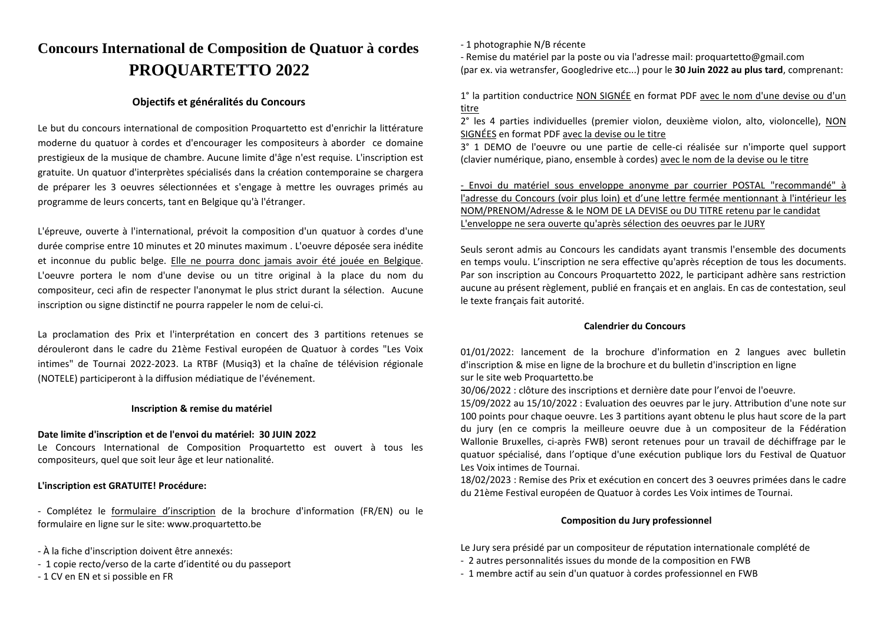# Concours International de Composition de Quatuor à cordes PROQUARTETTO 2022

### Objectifs et généralités du Concours

Le but du concours international de composition Proquartetto est d'enrichir la littérature moderne du quatuor à cordes et d'encourager les compositeurs à aborder ce domaine prestigieux de la musique de chambre. Aucune limite d'âge n'est requise. L'inscription est gratuite. Un quatuor d'interprètes spécialisés dans la création contemporaine se chargera de préparer les 3 oeuvres sélectionnées et s'engage à mettre les ouvrages primés au programme de leurs concerts, tant en Belgique qu'à l'étranger.

L'épreuve, ouverte à l'international, prévoit la composition d'un quatuor à cordes d'une durée comprise entre 10 minutes et 20 minutes maximum . L'oeuvre déposée sera inédite et inconnue du public belge. Elle ne pourra donc jamais avoir été jouée en Belgique. L'oeuvre portera le nom d'une devise ou un titre original à la place du nom du compositeur, ceci afin de respecter l'anonymat le plus strict durant la sélection. Aucune inscription ou signe distinctif ne pourra rappeler le nom de celui-ci.

La proclamation des Prix et l'interprétation en concert des 3 partitions retenues se dérouleront dans le cadre du 21ème Festival européen de Quatuor à cordes "Les Voix intimes" de Tournai 2022-2023. La RTBF (Musiq3) et la chaîne de télévision régionale (NOTELE) participeront à la diffusion médiatique de l'événement.

### Inscription & remise du matériel

**Date limite d'inscription et de l'envoi du matériel: 30 JUIN 2022**
Le Concours International de Composition Proquartetto est ouvert à tous les compositeurs, quel que soit leur âge et leur nationalité.

**L'inscription est GRATUITE! Procédure:**

- Complétez le formulaire d'inscription de la brochure d'information (FR/EN) ou le formulaire en ligne sur le site: www.proquartetto.be

- À la fiche d'inscription doivent être annexés:
- 1 copie recto/verso de la carte d'identité ou du passeport
- 1 CV en EN et si possible en FR
- 1 photographie N/B récente
- Remise du matériel par la poste ou via l'adresse mail: proquartetto@gmail.com (par ex. via wetransfer, Googledrive etc...) pour le **30 Juin 2022 au plus tard**, comprenant:

1° la partition conductrice NON SIGNÉE en format PDF avec le nom d'une devise ou d'un titre
2° les 4 parties individuelles (premier violon, deuxième violon, alto, violoncelle), NON SIGNÉES en format PDF avec la devise ou le titre
3° 1 DEMO de l'oeuvre ou une partie de celle-ci réalisée sur n'importe quel support (clavier numérique, piano, ensemble à cordes) avec le nom de la devise ou le titre

- Envoi du matériel sous enveloppe anonyme par courrier POSTAL "recommandé" à l'adresse du Concours (voir plus loin) et d'une lettre fermée mentionnant à l'intérieur les NOM/PRENOM/Adresse & le NOM DE LA DEVISE ou DU TITRE retenu par le candidat L'enveloppe ne sera ouverte qu'après sélection des oeuvres par le JURY

Seuls seront admis au Concours les candidats ayant transmis l'ensemble des documents en temps voulu. L'inscription ne sera effective qu'après réception de tous les documents. Par son inscription au Concours Proquartetto 2022, le participant adhère sans restriction aucune au présent règlement, publié en français et en anglais. En cas de contestation, seul le texte français fait autorité.

### Calendrier du Concours

01/01/2022: lancement de la brochure d'information en 2 langues avec bulletin d'inscription & mise en ligne de la brochure et du bulletin d'inscription en ligne sur le site web Proquartetto.be
30/06/2022 : clôture des inscriptions et dernière date pour l'envoi de l'oeuvre.
15/09/2022 au 15/10/2022 : Evaluation des oeuvres par le jury. Attribution d'une note sur 100 points pour chaque oeuvre. Les 3 partitions ayant obtenu le plus haut score de la part du jury (en ce compris la meilleure oeuvre due à un compositeur de la Fédération Wallonie Bruxelles, ci-après FWB) seront retenues pour un travail de déchiffrage par le quatuor spécialisé, dans l'optique d'une exécution publique lors du Festival de Quatuor Les Voix intimes de Tournai.
18/02/2023 : Remise des Prix et exécution en concert des 3 oeuvres primées dans le cadre du 21ème Festival européen de Quatuor à cordes Les Voix intimes de Tournai.

### Composition du Jury professionnel

Le Jury sera présidé par un compositeur de réputation internationale complété de
- 2 autres personnalités issues du monde de la composition en FWB
- 1 membre actif au sein d'un quatuor à cordes professionnel en FWB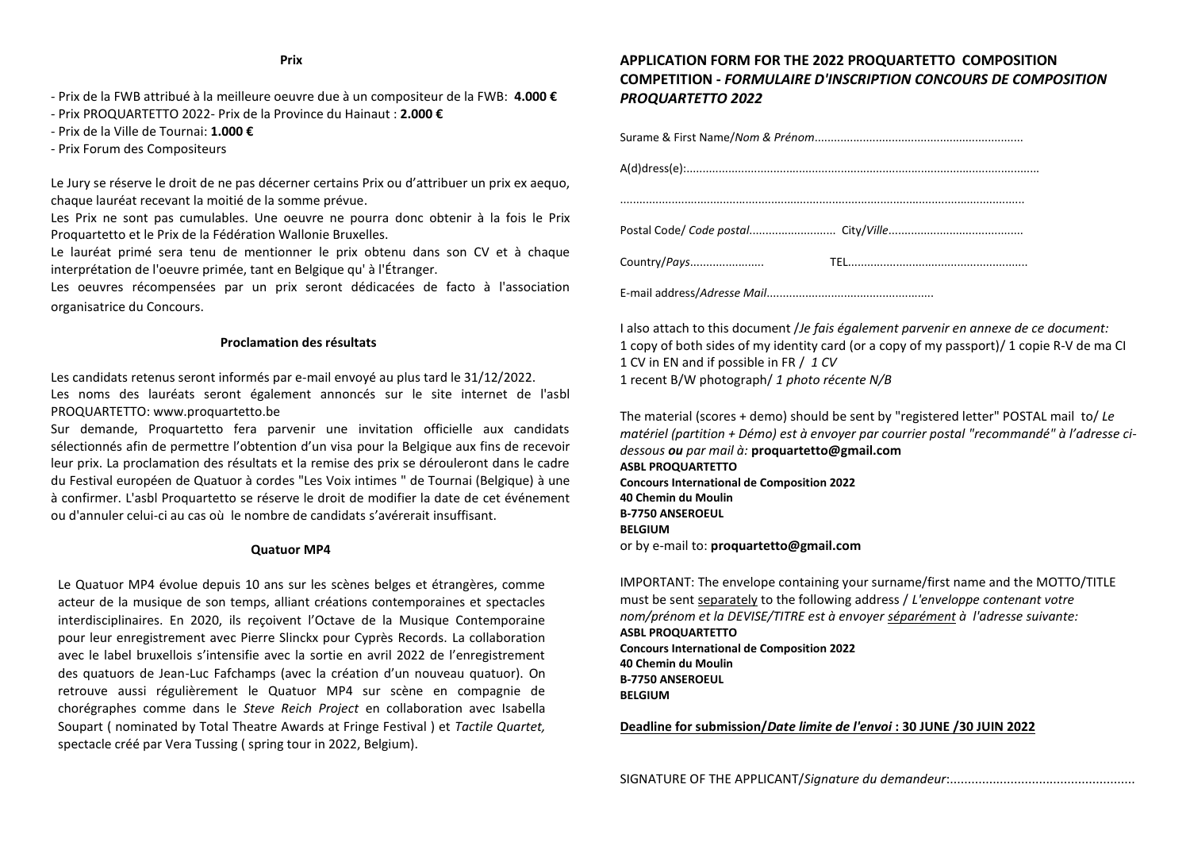### Prix

- Prix de la FWB attribué à la meilleure oeuvre due à un compositeur de la FWB: **4.000 €**
- Prix PROQUARTETTO 2022- Prix de la Province du Hainaut : **2.000 €**
- Prix de la Ville de Tournai: **1.000 €**
- Prix Forum des Compositeurs

Le Jury se réserve le droit de ne pas décerner certains Prix ou d'attribuer un prix ex aequo, chaque lauréat recevant la moitié de la somme prévue.
Les Prix ne sont pas cumulables. Une oeuvre ne pourra donc obtenir à la fois le Prix Proquartetto et le Prix de la Fédération Wallonie Bruxelles.
Le lauréat primé sera tenu de mentionner le prix obtenu dans son CV et à chaque interprétation de l'oeuvre primée, tant en Belgique qu' à l'Étranger.
Les oeuvres récompensées par un prix seront dédicacées de facto à l'association organisatrice du Concours.

### Proclamation des résultats

Les candidats retenus seront informés par e-mail envoyé au plus tard le 31/12/2022.
Les noms des lauréats seront également annoncés sur le site internet de l'asbl PROQUARTETTO: www.proquartetto.be
Sur demande, Proquartetto fera parvenir une invitation officielle aux candidats sélectionnés afin de permettre l'obtention d'un visa pour la Belgique aux fins de recevoir leur prix. La proclamation des résultats et la remise des prix se dérouleront dans le cadre du Festival européen de Quatuor à cordes "Les Voix intimes " de Tournai (Belgique) à une à confirmer. L'asbl Proquartetto se réserve le droit de modifier la date de cet événement ou d'annuler celui-ci au cas où le nombre de candidats s'avérerait insuffisant.

### Quatuor MP4

Le Quatuor MP4 évolue depuis 10 ans sur les scènes belges et étrangères, comme acteur de la musique de son temps, alliant créations contemporaines et spectacles interdisciplinaires. En 2020, ils reçoivent l'Octave de la Musique Contemporaine pour leur enregistrement avec Pierre Slinckx pour Cyprès Records. La collaboration avec le label bruxellois s'intensifie avec la sortie en avril 2022 de l'enregistrement des quatuors de Jean-Luc Fafchamps (avec la création d'un nouveau quatuor). On retrouve aussi régulièrement le Quatuor MP4 sur scène en compagnie de chorégraphes comme dans le *Steve Reich Project* en collaboration avec Isabella Soupart ( nominated by Total Theatre Awards at Fringe Festival ) et *Tactile Quartet,* spectacle créé par Vera Tussing ( spring tour in 2022, Belgium).

## APPLICATION FORM FOR THE 2022 PROQUARTETTO COMPOSITION COMPETITION - *FORMULAIRE D'INSCRIPTION CONCOURS DE COMPOSITION PROQUARTETTO 2022*

Surame & First Name/*Nom & Prénom*.................................................................

A(d)dress(e):.............................................................................................................

.............................................................................................................................

Postal Code/ *Code postal*........................... City/*Ville*..........................................

Country/*Pays*....................... TEL........................................................

E-mail address/*Adresse Mail*....................................................

I also attach to this document /*Je fais également parvenir en annexe de ce document:*
1 copy of both sides of my identity card (or a copy of my passport)/ 1 copie R-V de ma CI
1 CV in EN and if possible in FR / *1 CV*
1 recent B/W photograph/ *1 photo récente N/B*

The material (scores + demo) should be sent by "registered letter" POSTAL mail to/ *Le matériel (partition + Démo) est à envoyer par courrier postal "recommandé" à l'adresse ci-dessous **ou** par mail à:* **proquartetto@gmail.com**
**ASBL PROQUARTETTO**
**Concours International de Composition 2022**
**40 Chemin du Moulin**
**B-7750 ANSEROEUL**
**BELGIUM**
or by e-mail to: **proquartetto@gmail.com**

IMPORTANT: The envelope containing your surname/first name and the MOTTO/TITLE must be sent separately to the following address / *L'enveloppe contenant votre nom/prénom et la DEVISE/TITRE est à envoyer séparément à l'adresse suivante:*
**ASBL PROQUARTETTO**
**Concours International de Composition 2022**
**40 Chemin du Moulin**
**B-7750 ANSEROEUL**
**BELGIUM**

**Deadline for submission/*Date limite de l'envoi* : 30 JUNE /30 JUIN 2022**

SIGNATURE OF THE APPLICANT/*Signature du demandeur*:....................................................